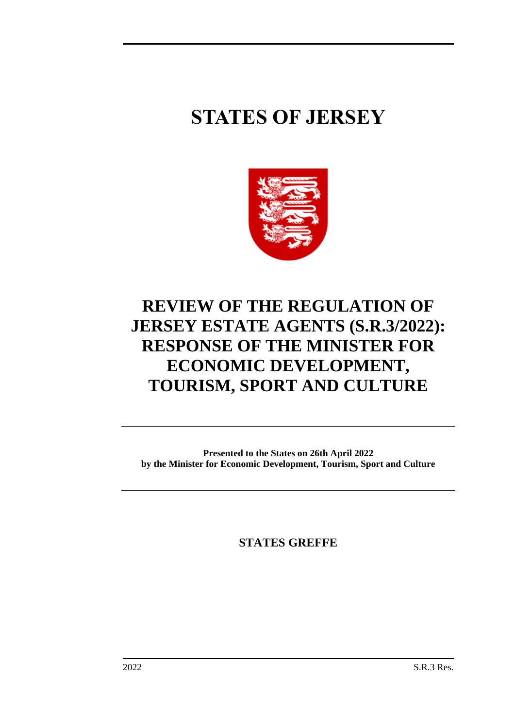# STATES OF JERSEY

# REVIEW OF THE REGULATION OF JERSEY ESTATE AGENTS (S.R.3/2022): RESPONSE OF THE MINISTER FOR ECONOMIC DEVELOPMENT, TOURISM, SPORT AND CULTURE

**Presented to the States on 26th April 2022**
**by the Minister for Economic Development, Tourism, Sport and Culture**

**STATES GREFFE**

2022 S.R.3 Res.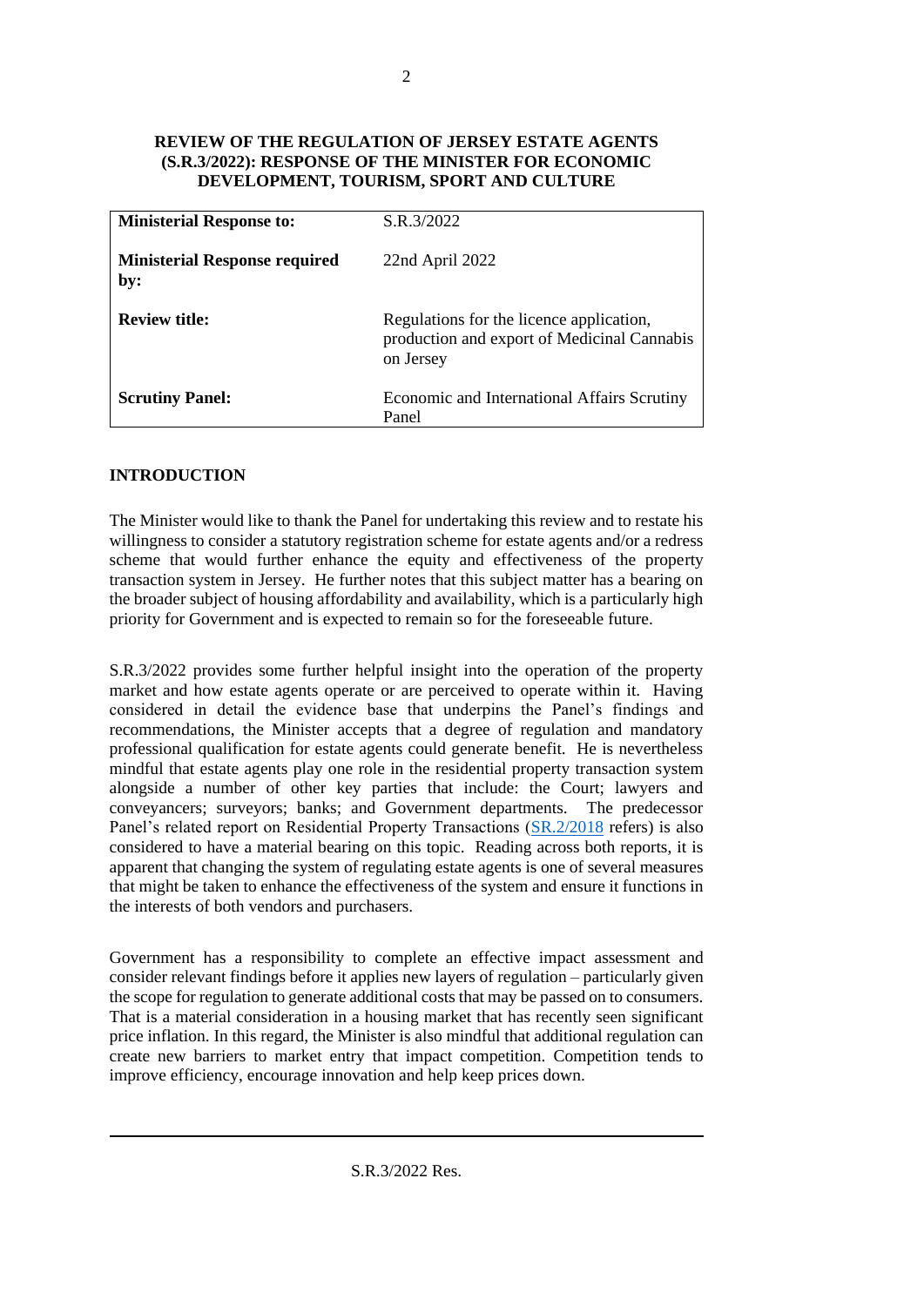**REVIEW OF THE REGULATION OF JERSEY ESTATE AGENTS (S.R.3/2022): RESPONSE OF THE MINISTER FOR ECONOMIC DEVELOPMENT, TOURISM, SPORT AND CULTURE**

| **Ministerial Response to:** | S.R.3/2022 |
|---|---|
| **Ministerial Response required by:** | 22nd April 2022 |
| **Review title:** | Regulations for the licence application, production and export of Medicinal Cannabis on Jersey |
| **Scrutiny Panel:** | Economic and International Affairs Scrutiny Panel |

## INTRODUCTION

The Minister would like to thank the Panel for undertaking this review and to restate his willingness to consider a statutory registration scheme for estate agents and/or a redress scheme that would further enhance the equity and effectiveness of the property transaction system in Jersey. He further notes that this subject matter has a bearing on the broader subject of housing affordability and availability, which is a particularly high priority for Government and is expected to remain so for the foreseeable future.

S.R.3/2022 provides some further helpful insight into the operation of the property market and how estate agents operate or are perceived to operate within it. Having considered in detail the evidence base that underpins the Panel's findings and recommendations, the Minister accepts that a degree of regulation and mandatory professional qualification for estate agents could generate benefit. He is nevertheless mindful that estate agents play one role in the residential property transaction system alongside a number of other key parties that include: the Court; lawyers and conveyancers; surveyors; banks; and Government departments. The predecessor Panel's related report on Residential Property Transactions (SR.2/2018 refers) is also considered to have a material bearing on this topic. Reading across both reports, it is apparent that changing the system of regulating estate agents is one of several measures that might be taken to enhance the effectiveness of the system and ensure it functions in the interests of both vendors and purchasers.

Government has a responsibility to complete an effective impact assessment and consider relevant findings before it applies new layers of regulation – particularly given the scope for regulation to generate additional costs that may be passed on to consumers. That is a material consideration in a housing market that has recently seen significant price inflation. In this regard, the Minister is also mindful that additional regulation can create new barriers to market entry that impact competition. Competition tends to improve efficiency, encourage innovation and help keep prices down.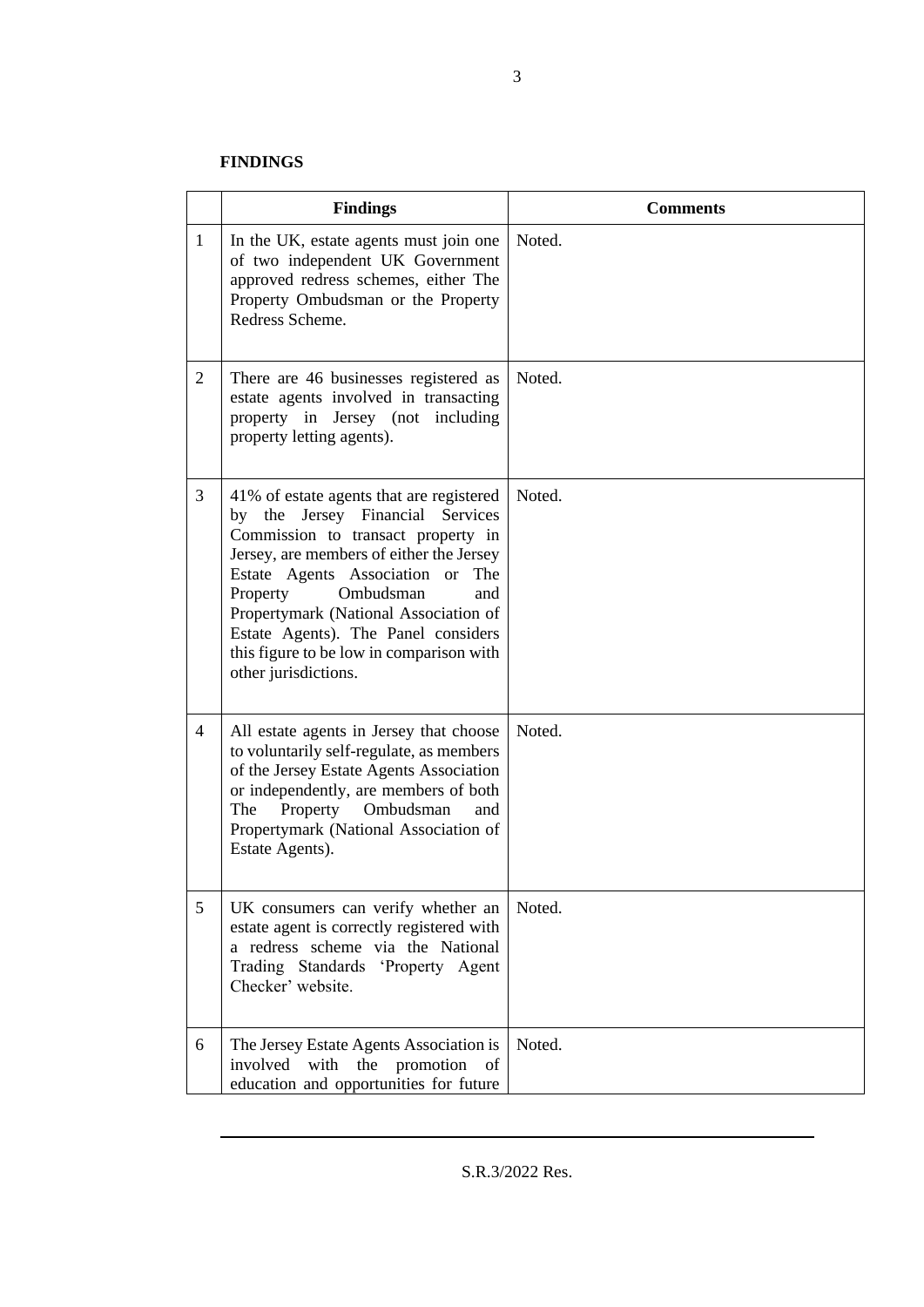**FINDINGS**

| | Findings | Comments |
|---|---|---|
| 1 | In the UK, estate agents must join one of two independent UK Government approved redress schemes, either The Property Ombudsman or the Property Redress Scheme. | Noted. |
| 2 | There are 46 businesses registered as estate agents involved in transacting property in Jersey (not including property letting agents). | Noted. |
| 3 | 41% of estate agents that are registered by the Jersey Financial Services Commission to transact property in Jersey, are members of either the Jersey Estate Agents Association or The Property Ombudsman and Propertymark (National Association of Estate Agents). The Panel considers this figure to be low in comparison with other jurisdictions. | Noted. |
| 4 | All estate agents in Jersey that choose to voluntarily self-regulate, as members of the Jersey Estate Agents Association or independently, are members of both The Property Ombudsman and Propertymark (National Association of Estate Agents). | Noted. |
| 5 | UK consumers can verify whether an estate agent is correctly registered with a redress scheme via the National Trading Standards 'Property Agent Checker' website. | Noted. |
| 6 | The Jersey Estate Agents Association is involved with the promotion of education and opportunities for future | Noted. |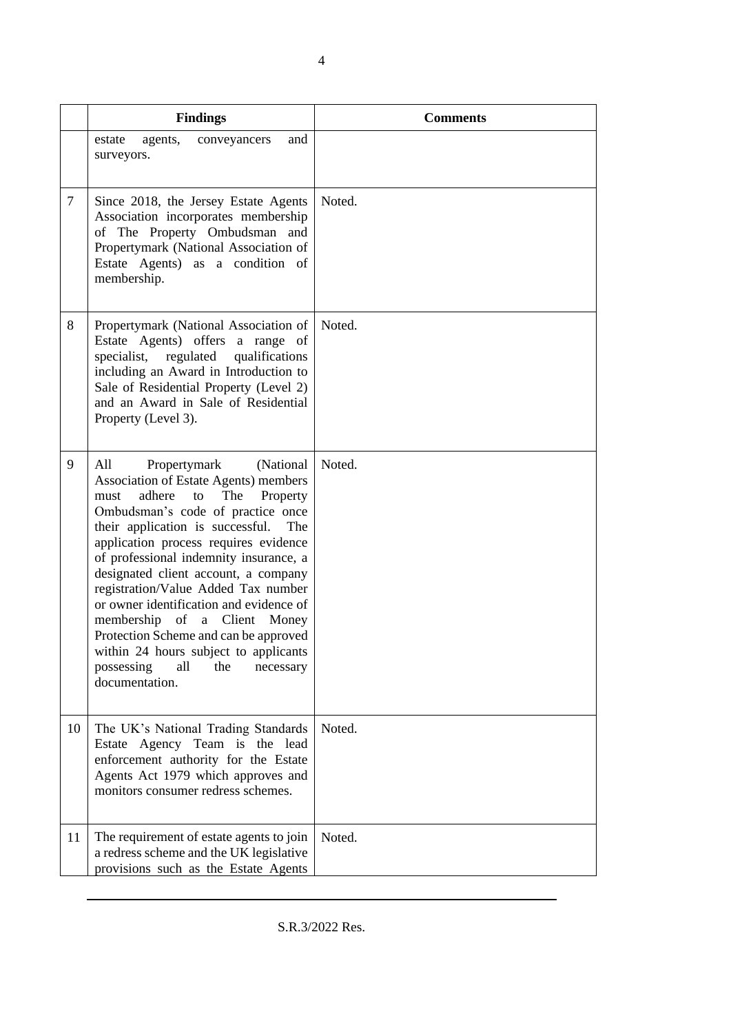| | Findings | Comments |
|---|---|---|
| | estate agents, conveyancers and surveyors. | |
| 7 | Since 2018, the Jersey Estate Agents Association incorporates membership of The Property Ombudsman and Propertymark (National Association of Estate Agents) as a condition of membership. | Noted. |
| 8 | Propertymark (National Association of Estate Agents) offers a range of specialist, regulated qualifications including an Award in Introduction to Sale of Residential Property (Level 2) and an Award in Sale of Residential Property (Level 3). | Noted. |
| 9 | All Propertymark (National Association of Estate Agents) members must adhere to The Property Ombudsman's code of practice once their application is successful. The application process requires evidence of professional indemnity insurance, a designated client account, a company registration/Value Added Tax number or owner identification and evidence of membership of a Client Money Protection Scheme and can be approved within 24 hours subject to applicants possessing all the necessary documentation. | Noted. |
| 10 | The UK's National Trading Standards Estate Agency Team is the lead enforcement authority for the Estate Agents Act 1979 which approves and monitors consumer redress schemes. | Noted. |
| 11 | The requirement of estate agents to join a redress scheme and the UK legislative provisions such as the Estate Agents | Noted. |

S.R.3/2022 Res.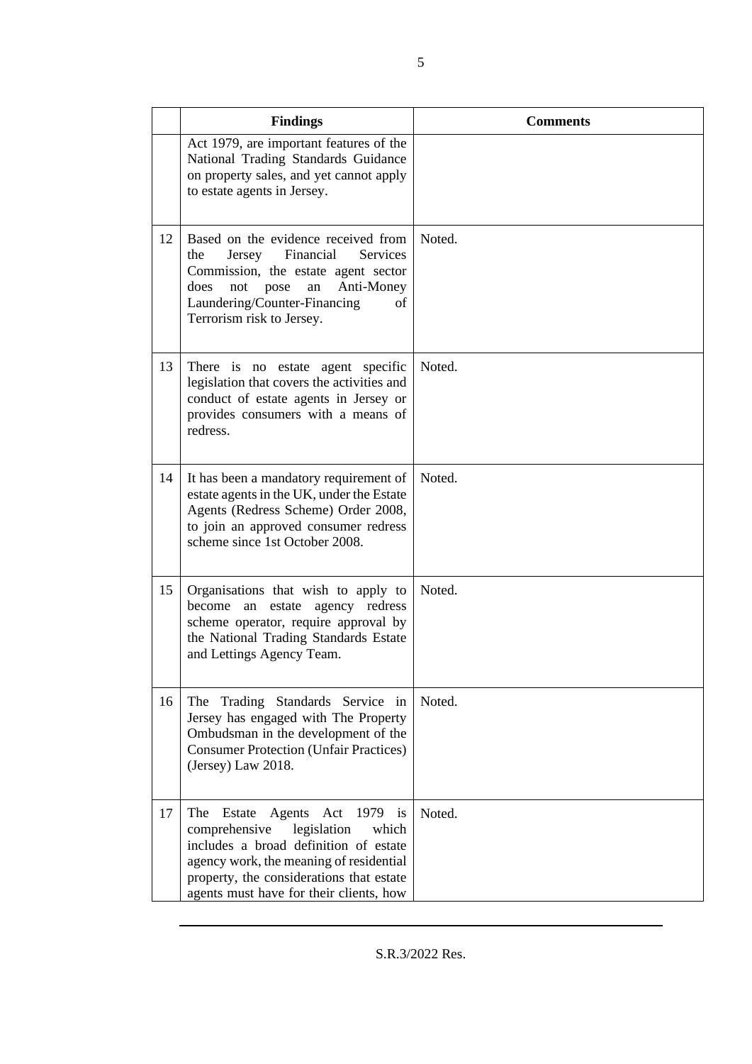|  | Findings | Comments |
| --- | --- | --- |
|  | Act 1979, are important features of the National Trading Standards Guidance on property sales, and yet cannot apply to estate agents in Jersey. |  |
| 12 | Based on the evidence received from the Jersey Financial Services Commission, the estate agent sector does not pose an Anti-Money Laundering/Counter-Financing of Terrorism risk to Jersey. | Noted. |
| 13 | There is no estate agent specific legislation that covers the activities and conduct of estate agents in Jersey or provides consumers with a means of redress. | Noted. |
| 14 | It has been a mandatory requirement of estate agents in the UK, under the Estate Agents (Redress Scheme) Order 2008, to join an approved consumer redress scheme since 1st October 2008. | Noted. |
| 15 | Organisations that wish to apply to become an estate agency redress scheme operator, require approval by the National Trading Standards Estate and Lettings Agency Team. | Noted. |
| 16 | The Trading Standards Service in Jersey has engaged with The Property Ombudsman in the development of the Consumer Protection (Unfair Practices) (Jersey) Law 2018. | Noted. |
| 17 | The Estate Agents Act 1979 is comprehensive legislation which includes a broad definition of estate agency work, the meaning of residential property, the considerations that estate agents must have for their clients, how | Noted. |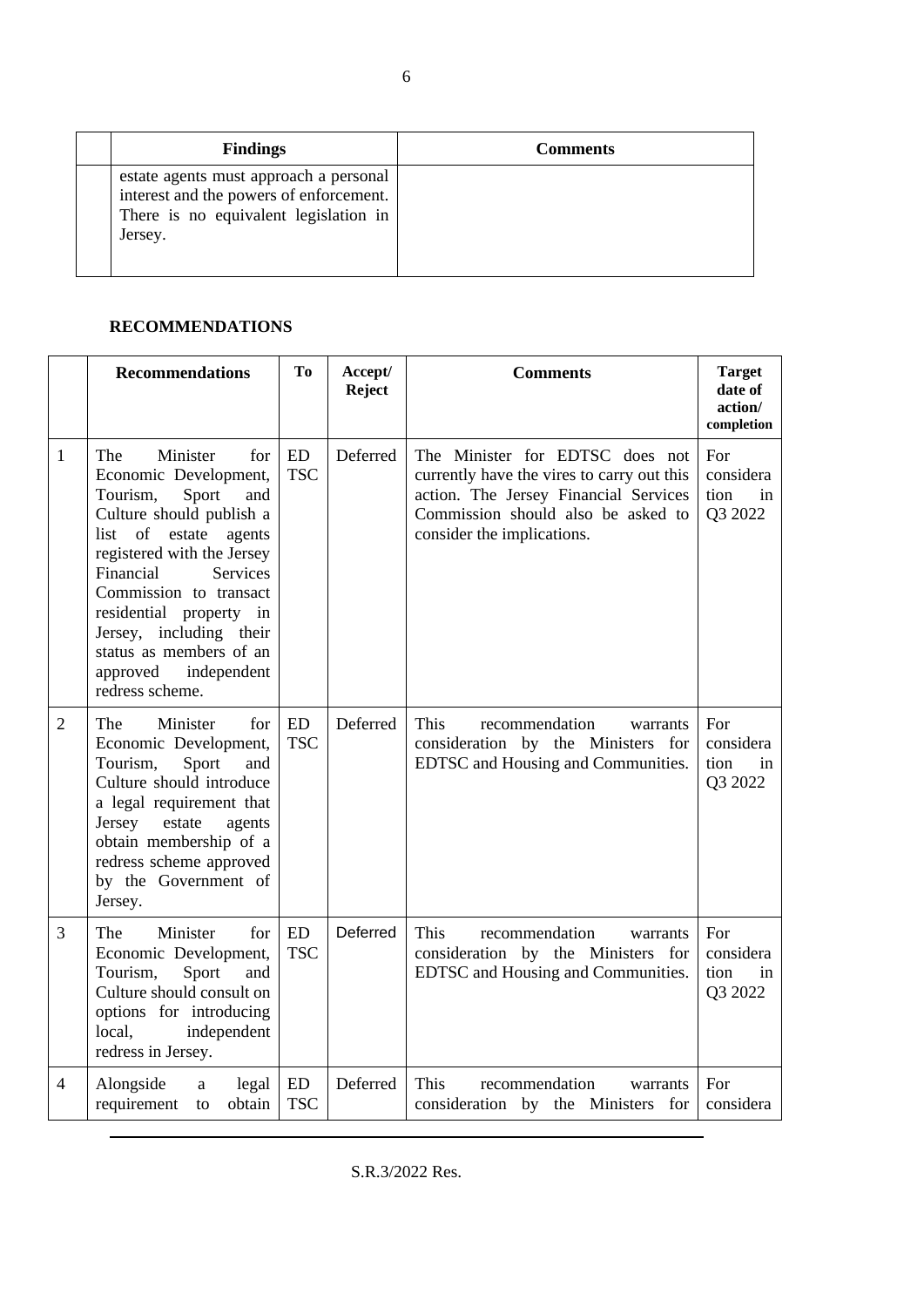| | Findings | Comments |
|---|---|---|
| | estate agents must approach a personal interest and the powers of enforcement. There is no equivalent legislation in Jersey. | |

**RECOMMENDATIONS**

| | Recommendations | To | Accept/ Reject | Comments | Target date of action/ completion |
|---|---|---|---|---|---|
| 1 | The Minister for Economic Development, Tourism, Sport and Culture should publish a list of estate agents registered with the Jersey Financial Services Commission to transact residential property in Jersey, including their status as members of an approved independent redress scheme. | ED TSC | Deferred | The Minister for EDTSC does not currently have the vires to carry out this action. The Jersey Financial Services Commission should also be asked to consider the implications. | For considera tion in Q3 2022 |
| 2 | The Minister for Economic Development, Tourism, Sport and Culture should introduce a legal requirement that Jersey estate agents obtain membership of a redress scheme approved by the Government of Jersey. | ED TSC | Deferred | This recommendation warrants consideration by the Ministers for EDTSC and Housing and Communities. | For considera tion in Q3 2022 |
| 3 | The Minister for Economic Development, Tourism, Sport and Culture should consult on options for introducing local, independent redress in Jersey. | ED TSC | Deferred | This recommendation warrants consideration by the Ministers for EDTSC and Housing and Communities. | For considera tion in Q3 2022 |
| 4 | Alongside a legal requirement to obtain | ED TSC | Deferred | This recommendation warrants consideration by the Ministers for | For considera |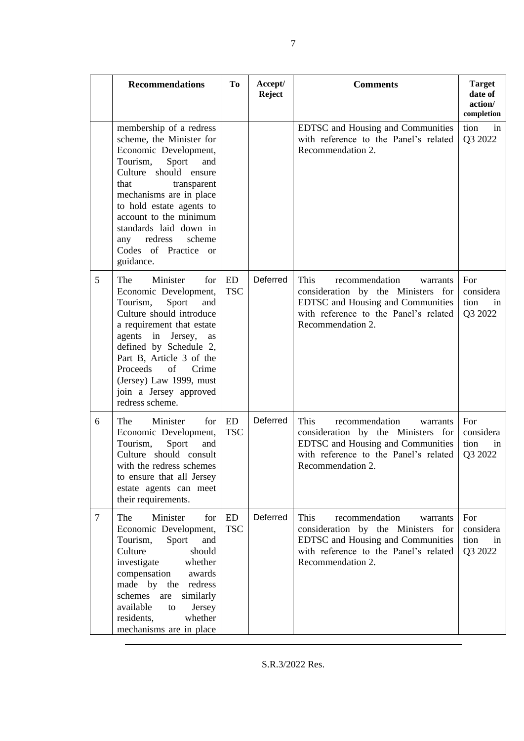|  | Recommendations | To | Accept/ Reject | Comments | Target date of action/ completion |
|---|---|---|---|---|---|
|  | membership of a redress scheme, the Minister for Economic Development, Tourism, Sport and Culture should ensure that transparent mechanisms are in place to hold estate agents to account to the minimum standards laid down in any redress scheme Codes of Practice or guidance. |  |  | EDTSC and Housing and Communities with reference to the Panel's related Recommendation 2. | tion in Q3 2022 |
| 5 | The Minister for Economic Development, Tourism, Sport and Culture should introduce a requirement that estate agents in Jersey, as defined by Schedule 2, Part B, Article 3 of the Proceeds of Crime (Jersey) Law 1999, must join a Jersey approved redress scheme. | ED TSC | Deferred | This recommendation warrants consideration by the Ministers for EDTSC and Housing and Communities with reference to the Panel's related Recommendation 2. | For considera tion in Q3 2022 |
| 6 | The Minister for Economic Development, Tourism, Sport and Culture should consult with the redress schemes to ensure that all Jersey estate agents can meet their requirements. | ED TSC | Deferred | This recommendation warrants consideration by the Ministers for EDTSC and Housing and Communities with reference to the Panel's related Recommendation 2. | For considera tion in Q3 2022 |
| 7 | The Minister for Economic Development, Tourism, Sport and Culture should investigate whether compensation awards made by the redress schemes are similarly available to Jersey residents, whether mechanisms are in place | ED TSC | Deferred | This recommendation warrants consideration by the Ministers for EDTSC and Housing and Communities with reference to the Panel's related Recommendation 2. | For considera tion in Q3 2022 |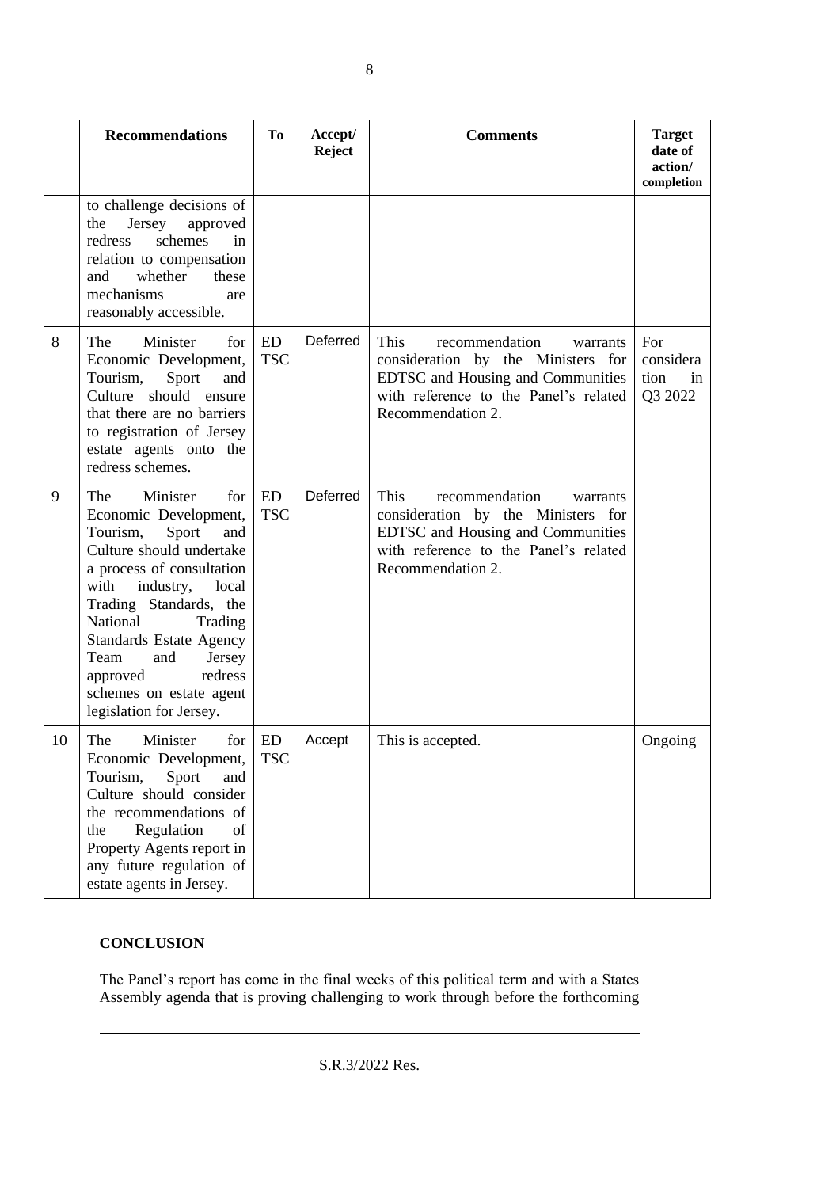| | Recommendations | To | Accept/ Reject | Comments | Target date of action/ completion |
|---|---|---|---|---|---|
| | to challenge decisions of the Jersey approved redress schemes in relation to compensation and whether these mechanisms are reasonably accessible. | | | | |
| 8 | The Minister for Economic Development, Tourism, Sport and Culture should ensure that there are no barriers to registration of Jersey estate agents onto the redress schemes. | ED TSC | Deferred | This recommendation warrants consideration by the Ministers for EDTSC and Housing and Communities with reference to the Panel's related Recommendation 2. | For consideration in Q3 2022 |
| 9 | The Minister for Economic Development, Tourism, Sport and Culture should undertake a process of consultation with industry, local Trading Standards, the National Trading Standards Estate Agency Team and Jersey approved redress schemes on estate agent legislation for Jersey. | ED TSC | Deferred | This recommendation warrants consideration by the Ministers for EDTSC and Housing and Communities with reference to the Panel's related Recommendation 2. | |
| 10 | The Minister for Economic Development, Tourism, Sport and Culture should consider the recommendations of the Regulation of Property Agents report in any future regulation of estate agents in Jersey. | ED TSC | Accept | This is accepted. | Ongoing |

## CONCLUSION

The Panel's report has come in the final weeks of this political term and with a States Assembly agenda that is proving challenging to work through before the forthcoming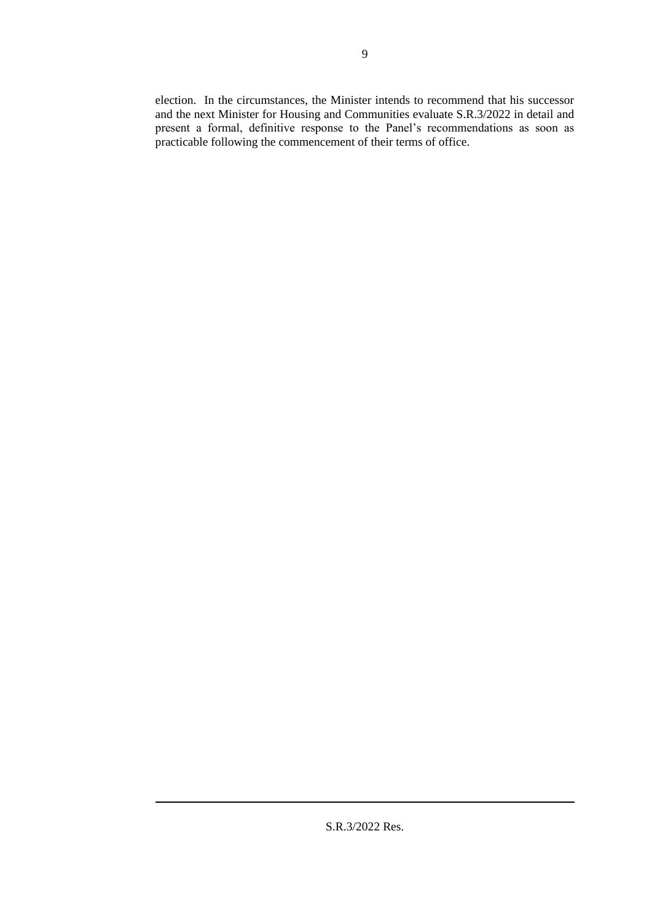election. In the circumstances, the Minister intends to recommend that his successor and the next Minister for Housing and Communities evaluate S.R.3/2022 in detail and present a formal, definitive response to the Panel's recommendations as soon as practicable following the commencement of their terms of office.